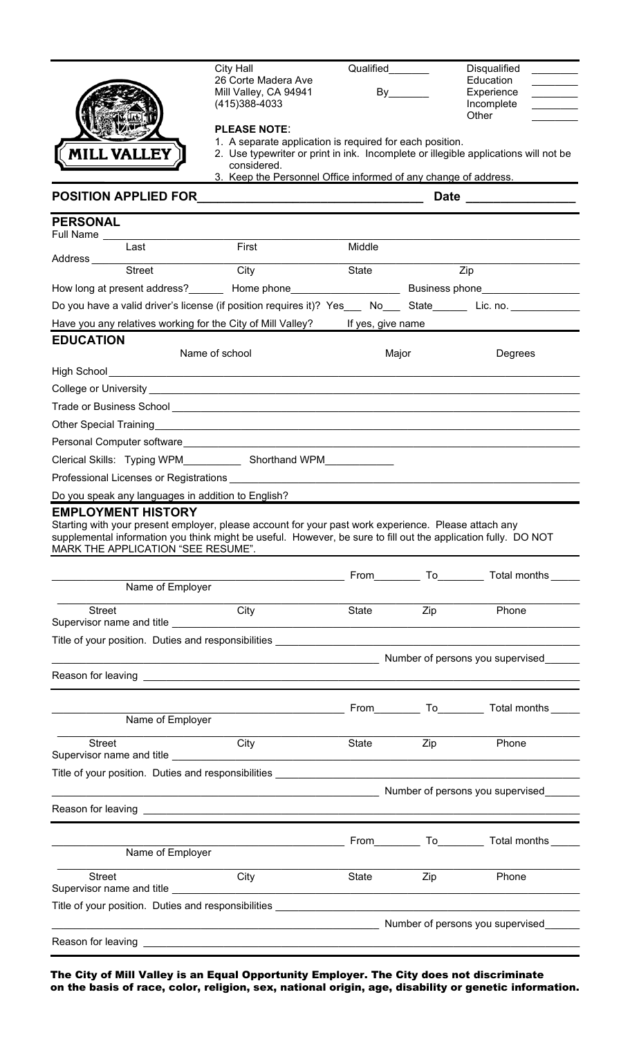MILL VALLEY

City Hall
26 Corte Madera Ave
Mill Valley, CA 94941
(415)388-4033

Qualified_______ By_______

Disqualified ________
Education ________
Experience ________
Incomplete ________
Other ________

**PLEASE NOTE**:

1. A separate application is required for each position.
2. Use typewriter or print in ink. Incomplete or illegible applications will not be considered.
3. Keep the Personnel Office informed of any change of address.

**POSITION APPLIED FOR**_________________________________ **Date** ________________

## PERSONAL

Full Name ______________________________________________
Last | First | Middle

Address ______________________________________________
Street | City | State | Zip

How long at present address?_______ Home phone__________________ Business phone_________________

Do you have a valid driver's license (if position requires it)? Yes___ No___ State______ Lic. no. ____________

Have you any relatives working for the City of Mill Valley? If yes, give name ____________________

## EDUCATION

| | Name of school | Major | Degrees |
|---|---|---|---|
| High School | | | |
| College or University | | | |
| Trade or Business School | | | |
| Other Special Training | | | |
| Personal Computer software | | | |

Clerical Skills: Typing WPM___________ Shorthand WPM____________

Professional Licenses or Registrations ______________________________________________

Do you speak any languages in addition to English? ______________________________________________

## EMPLOYMENT HISTORY

Starting with your present employer, please account for your past work experience. Please attach any supplemental information you think might be useful. However, be sure to fill out the application fully. DO NOT MARK THE APPLICATION "SEE RESUME".

______________________________________________ From________ To________ Total months _____
Name of Employer

______________________________________________
Street | City | State | Zip | Phone

Supervisor name and title ______________________________________________

Title of your position. Duties and responsibilities ______________________________________________

______________________________________________ Number of persons you supervised______

Reason for leaving ______________________________________________

______________________________________________ From________ To________ Total months _____
Name of Employer

______________________________________________
Street | City | State | Zip | Phone

Supervisor name and title ______________________________________________

Title of your position. Duties and responsibilities ______________________________________________

______________________________________________ Number of persons you supervised______

Reason for leaving ______________________________________________

______________________________________________ From________ To________ Total months _____
Name of Employer

______________________________________________
Street | City | State | Zip | Phone

Supervisor name and title ______________________________________________

Title of your position. Duties and responsibilities ______________________________________________

______________________________________________ Number of persons you supervised______

Reason for leaving ______________________________________________

**The City of Mill Valley is an Equal Opportunity Employer. The City does not discriminate on the basis of race, color, religion, sex, national origin, age, disability or genetic information.**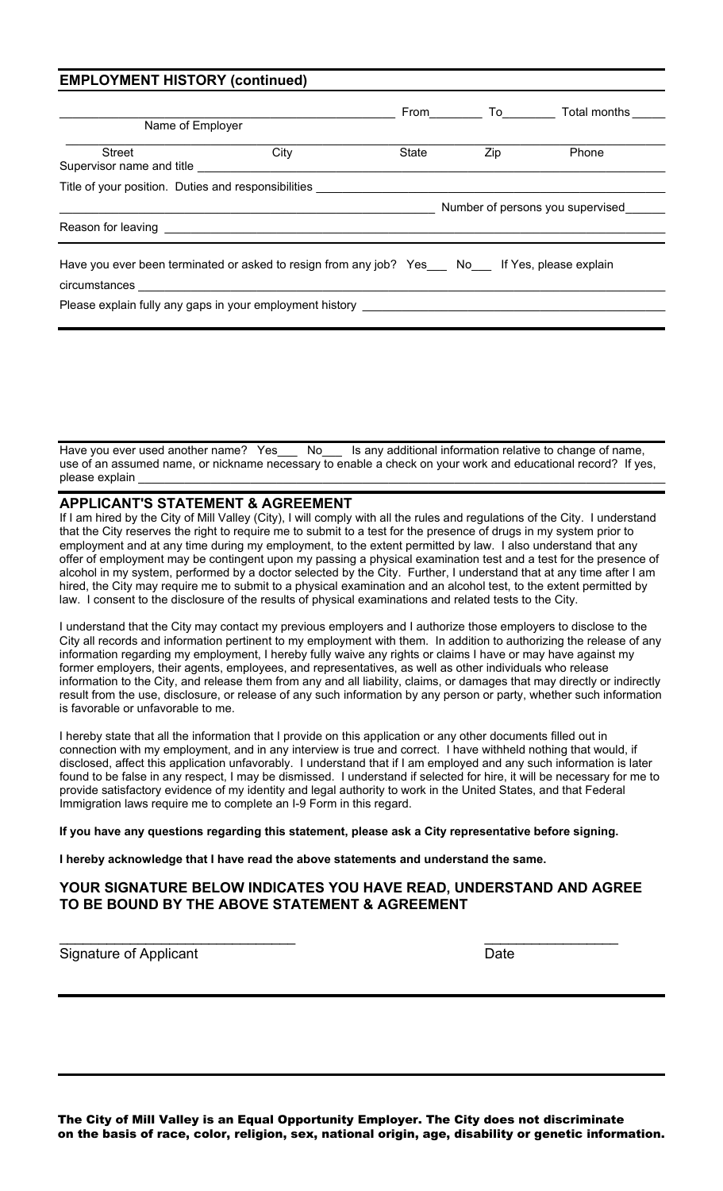## EMPLOYMENT HISTORY (continued)

\_\_\_\_\_\_\_\_\_\_\_\_\_\_\_\_\_\_\_\_\_\_\_\_\_\_\_\_\_\_\_\_\_\_\_\_\_\_\_\_\_ From\_\_\_\_\_\_\_\_ To\_\_\_\_\_\_\_\_ Total months \_\_\_\_\_

Name of Employer

| Street | City | State | Zip | Phone |
|---|---|---|---|---|

Supervisor name and title \_\_\_\_\_\_\_\_\_\_\_\_\_\_\_\_\_\_\_\_\_\_\_\_\_\_\_\_\_\_\_\_\_\_\_\_\_\_\_\_\_\_\_\_\_\_\_\_\_\_\_\_\_\_\_\_

Title of your position. Duties and responsibilities \_\_\_\_\_\_\_\_\_\_\_\_\_\_\_\_\_\_\_\_\_\_\_\_\_\_\_\_\_\_\_\_\_\_\_\_\_\_\_\_

\_\_\_\_\_\_\_\_\_\_\_\_\_\_\_\_\_\_\_\_\_\_\_\_\_\_\_\_\_\_\_\_\_\_\_\_\_\_\_\_\_\_\_\_\_\_\_\_ Number of persons you supervised\_\_\_\_\_\_

Reason for leaving \_\_\_\_\_\_\_\_\_\_\_\_\_\_\_\_\_\_\_\_\_\_\_\_\_\_\_\_\_\_\_\_\_\_\_\_\_\_\_\_\_\_\_\_\_\_\_\_\_\_\_\_\_\_\_\_\_\_\_\_\_\_\_\_

Have you ever been terminated or asked to resign from any job? Yes\_\_\_ No\_\_\_ If Yes, please explain circumstances \_\_\_\_\_\_\_\_\_\_\_\_\_\_\_\_\_\_\_\_\_\_\_\_\_\_\_\_\_\_\_\_\_\_\_\_\_\_\_\_\_\_\_\_\_\_\_\_\_\_\_\_\_\_\_\_\_\_\_\_\_\_\_\_\_\_\_\_

Please explain fully any gaps in your employment history \_\_\_\_\_\_\_\_\_\_\_\_\_\_\_\_\_\_\_\_\_\_\_\_\_\_\_\_\_\_\_\_\_\_\_\_\_\_\_

Have you ever used another name? Yes\_\_\_ No\_\_\_ Is any additional information relative to change of name, use of an assumed name, or nickname necessary to enable a check on your work and educational record? If yes, please explain \_\_\_\_\_\_\_\_\_\_\_\_\_\_\_\_\_\_\_\_\_\_\_\_\_\_\_\_\_\_\_\_\_\_\_\_\_\_\_\_\_\_\_\_\_\_\_\_\_\_\_\_\_\_\_\_\_\_\_\_\_\_\_\_\_\_\_\_

## APPLICANT'S STATEMENT & AGREEMENT

If I am hired by the City of Mill Valley (City), I will comply with all the rules and regulations of the City. I understand that the City reserves the right to require me to submit to a test for the presence of drugs in my system prior to employment and at any time during my employment, to the extent permitted by law. I also understand that any offer of employment may be contingent upon my passing a physical examination test and a test for the presence of alcohol in my system, performed by a doctor selected by the City. Further, I understand that at any time after I am hired, the City may require me to submit to a physical examination and an alcohol test, to the extent permitted by law. I consent to the disclosure of the results of physical examinations and related tests to the City.

I understand that the City may contact my previous employers and I authorize those employers to disclose to the City all records and information pertinent to my employment with them. In addition to authorizing the release of any information regarding my employment, I hereby fully waive any rights or claims I have or may have against my former employers, their agents, employees, and representatives, as well as other individuals who release information to the City, and release them from any and all liability, claims, or damages that may directly or indirectly result from the use, disclosure, or release of any such information by any person or party, whether such information is favorable or unfavorable to me.

I hereby state that all the information that I provide on this application or any other documents filled out in connection with my employment, and in any interview is true and correct. I have withheld nothing that would, if disclosed, affect this application unfavorably. I understand that if I am employed and any such information is later found to be false in any respect, I may be dismissed. I understand if selected for hire, it will be necessary for me to provide satisfactory evidence of my identity and legal authority to work in the United States, and that Federal Immigration laws require me to complete an I-9 Form in this regard.

**If you have any questions regarding this statement, please ask a City representative before signing.**

**I hereby acknowledge that I have read the above statements and understand the same.**

### YOUR SIGNATURE BELOW INDICATES YOU HAVE READ, UNDERSTAND AND AGREE TO BE BOUND BY THE ABOVE STATEMENT & AGREEMENT

\_\_\_\_\_\_\_\_\_\_\_\_\_\_\_\_\_\_\_\_\_\_\_\_\_\_\_\_\_\_\_\_ \_\_\_\_\_\_\_\_\_\_\_\_\_\_\_\_\_\_

Signature of Applicant Date

**The City of Mill Valley is an Equal Opportunity Employer. The City does not discriminate on the basis of race, color, religion, sex, national origin, age, disability or genetic information.**